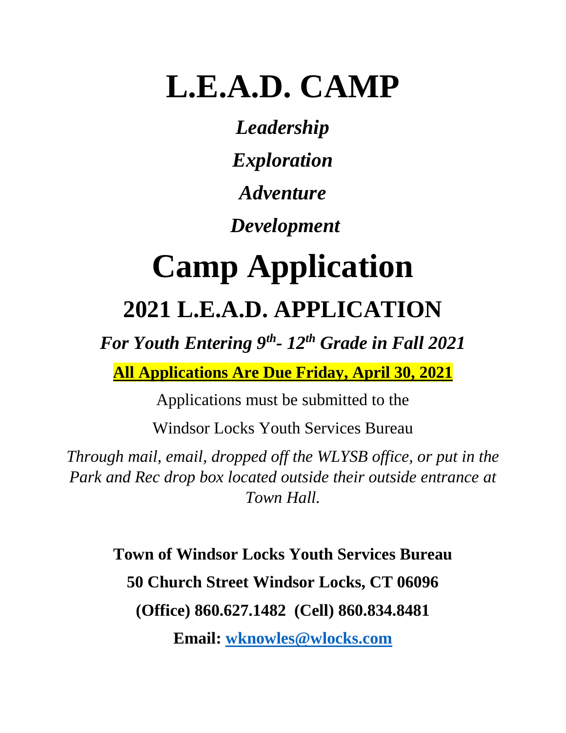# L.E.A.D. CAMP

***Leadership***

***Exploration***

***Adventure***

***Development***

# Camp Application

## 2021 L.E.A.D. APPLICATION

***For Youth Entering 9th- 12th Grade in Fall 2021***

**<u>All Applications Are Due Friday, April 30, 2021</u>**

Applications must be submitted to the

Windsor Locks Youth Services Bureau

*Through mail, email, dropped off the WLYSB office, or put in the Park and Rec drop box located outside their outside entrance at Town Hall.*

**Town of Windsor Locks Youth Services Bureau**

**50 Church Street Windsor Locks, CT 06096**

**(Office) 860.627.1482 (Cell) 860.834.8481**

**Email: [wknowles@wlocks.com](mailto:wknowles@wlocks.com)**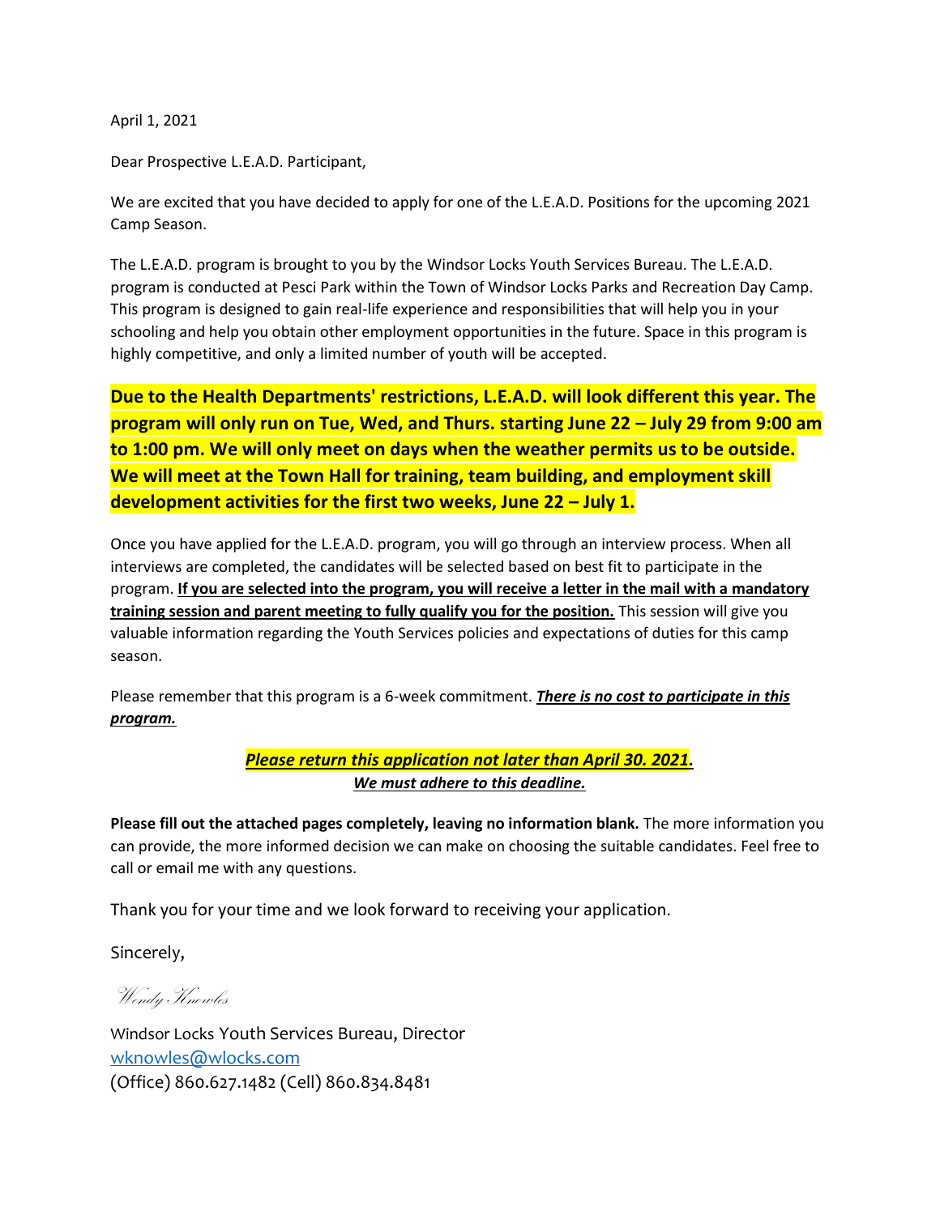April 1, 2021

Dear Prospective L.E.A.D. Participant,

We are excited that you have decided to apply for one of the L.E.A.D. Positions for the upcoming 2021 Camp Season.

The L.E.A.D. program is brought to you by the Windsor Locks Youth Services Bureau. The L.E.A.D. program is conducted at Pesci Park within the Town of Windsor Locks Parks and Recreation Day Camp. This program is designed to gain real-life experience and responsibilities that will help you in your schooling and help you obtain other employment opportunities in the future. Space in this program is highly competitive, and only a limited number of youth will be accepted.

**Due to the Health Departments' restrictions, L.E.A.D. will look different this year. The program will only run on Tue, Wed, and Thurs. starting June 22 – July 29 from 9:00 am to 1:00 pm. We will only meet on days when the weather permits us to be outside. We will meet at the Town Hall for training, team building, and employment skill development activities for the first two weeks, June 22 – July 1.**

Once you have applied for the L.E.A.D. program, you will go through an interview process. When all interviews are completed, the candidates will be selected based on best fit to participate in the program. **If you are selected into the program, you will receive a letter in the mail with a mandatory training session and parent meeting to fully qualify you for the position.** This session will give you valuable information regarding the Youth Services policies and expectations of duties for this camp season.

Please remember that this program is a 6-week commitment. ***There is no cost to participate in this program.***

***Please return this application not later than April 30. 2021.***
***We must adhere to this deadline.***

**Please fill out the attached pages completely, leaving no information blank.** The more information you can provide, the more informed decision we can make on choosing the suitable candidates. Feel free to call or email me with any questions.

Thank you for your time and we look forward to receiving your application.

Sincerely,

*Wendy Knowles*

Windsor Locks Youth Services Bureau, Director
wknowles@wlocks.com
(Office) 860.627.1482 (Cell) 860.834.8481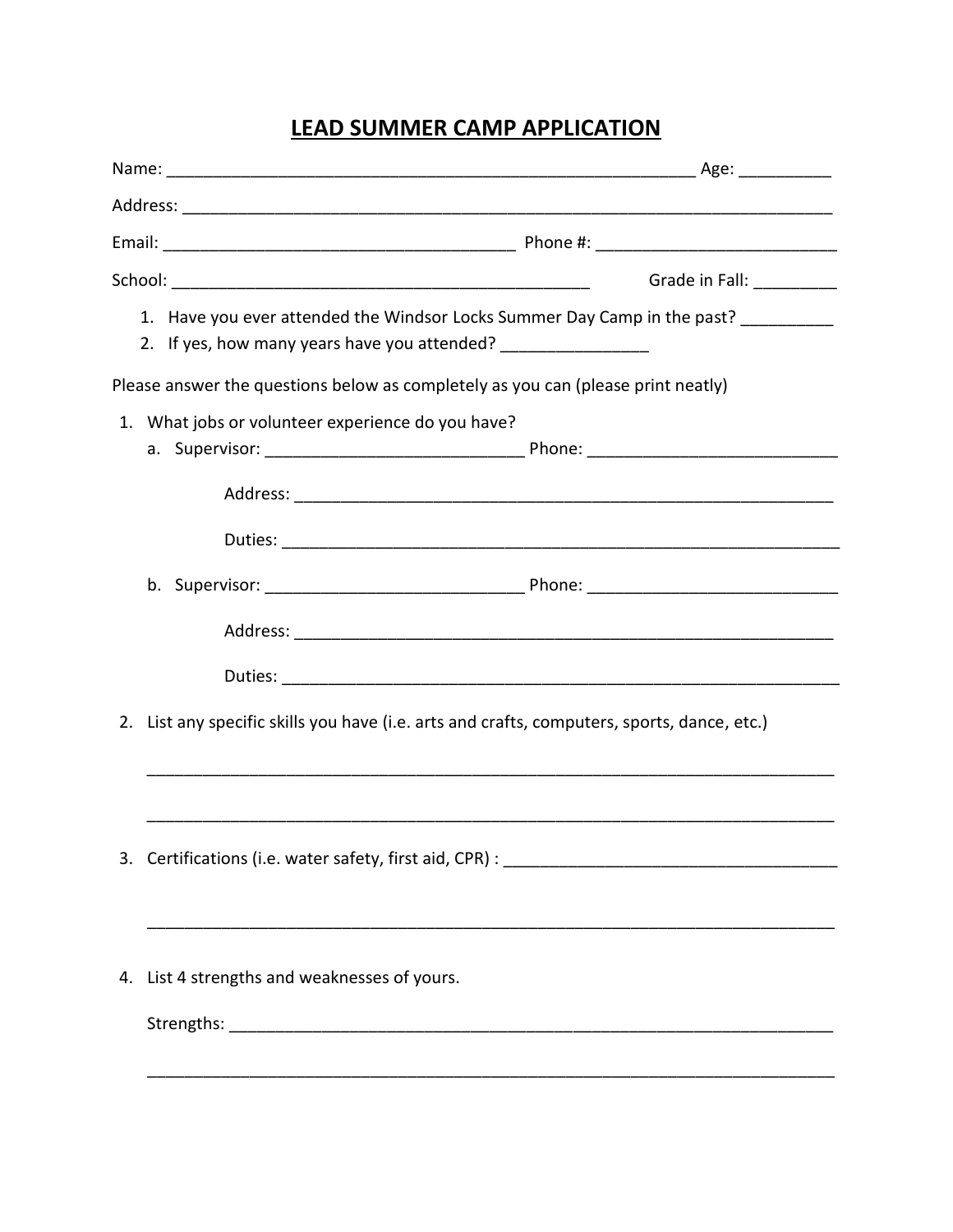# LEAD SUMMER CAMP APPLICATION

Name: ___________________________________________________________ Age: __________

Address: ________________________________________________________________________

Email: ______________________________________ Phone #: __________________________

School: ____________________________________________ Grade in Fall: _________

1. Have you ever attended the Windsor Locks Summer Day Camp in the past? __________
2. If yes, how many years have you attended? ________________

Please answer the questions below as completely as you can (please print neatly)

1. What jobs or volunteer experience do you have?
   a. Supervisor: ____________________________ Phone: ___________________________

      Address: _____________________________________________________________

      Duties: ______________________________________________________________

   b. Supervisor: ____________________________ Phone: ___________________________

      Address: _____________________________________________________________

      Duties: ______________________________________________________________

2. List any specific skills you have (i.e. arts and crafts, computers, sports, dance, etc.)

   ____________________________________________________________________________

   ____________________________________________________________________________

3. Certifications (i.e. water safety, first aid, CPR) : ____________________________________

   ____________________________________________________________________________

4. List 4 strengths and weaknesses of yours.

   Strengths: ___________________________________________________________________

   ____________________________________________________________________________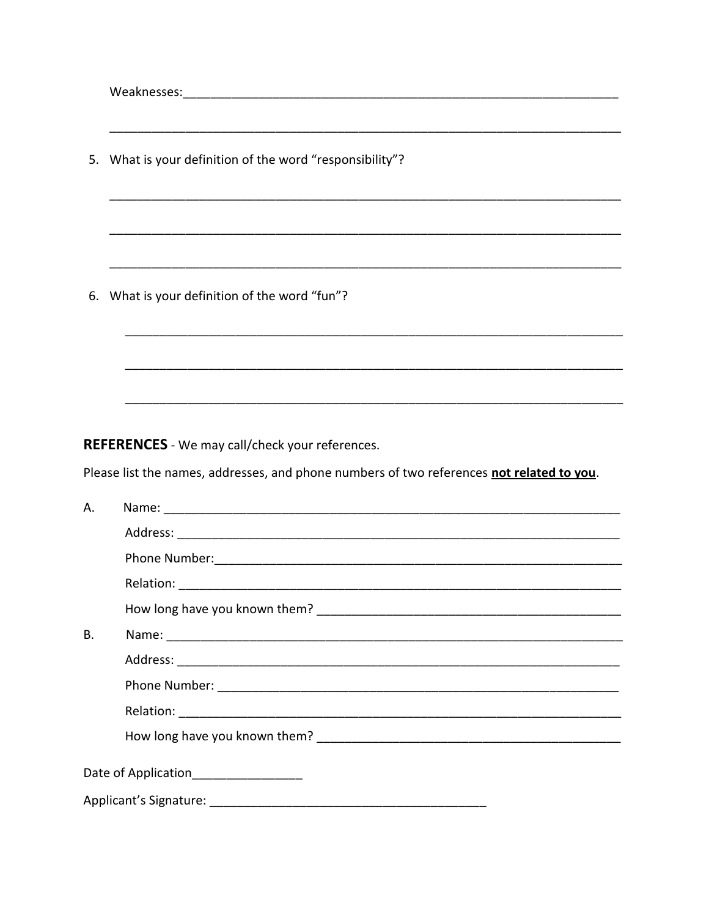Weaknesses:___________________________________________________________________

______________________________________________________________________________

5. What is your definition of the word "responsibility"?

______________________________________________________________________________

______________________________________________________________________________

______________________________________________________________________________

6. What is your definition of the word "fun"?

______________________________________________________________________________

______________________________________________________________________________

______________________________________________________________________________

**REFERENCES** - We may call/check your references.

Please list the names, addresses, and phone numbers of two references **not related to you**.

A. Name: _____________________________________________________________________

Address: ______________________________________________________________________

Phone Number:__________________________________________________________________

Relation: _____________________________________________________________________

How long have you known them? __________________________________________________

B. Name: _____________________________________________________________________

Address: ______________________________________________________________________

Phone Number: _________________________________________________________________

Relation: _____________________________________________________________________

How long have you known them? __________________________________________________

Date of Application________________

Applicant's Signature: __________________________________________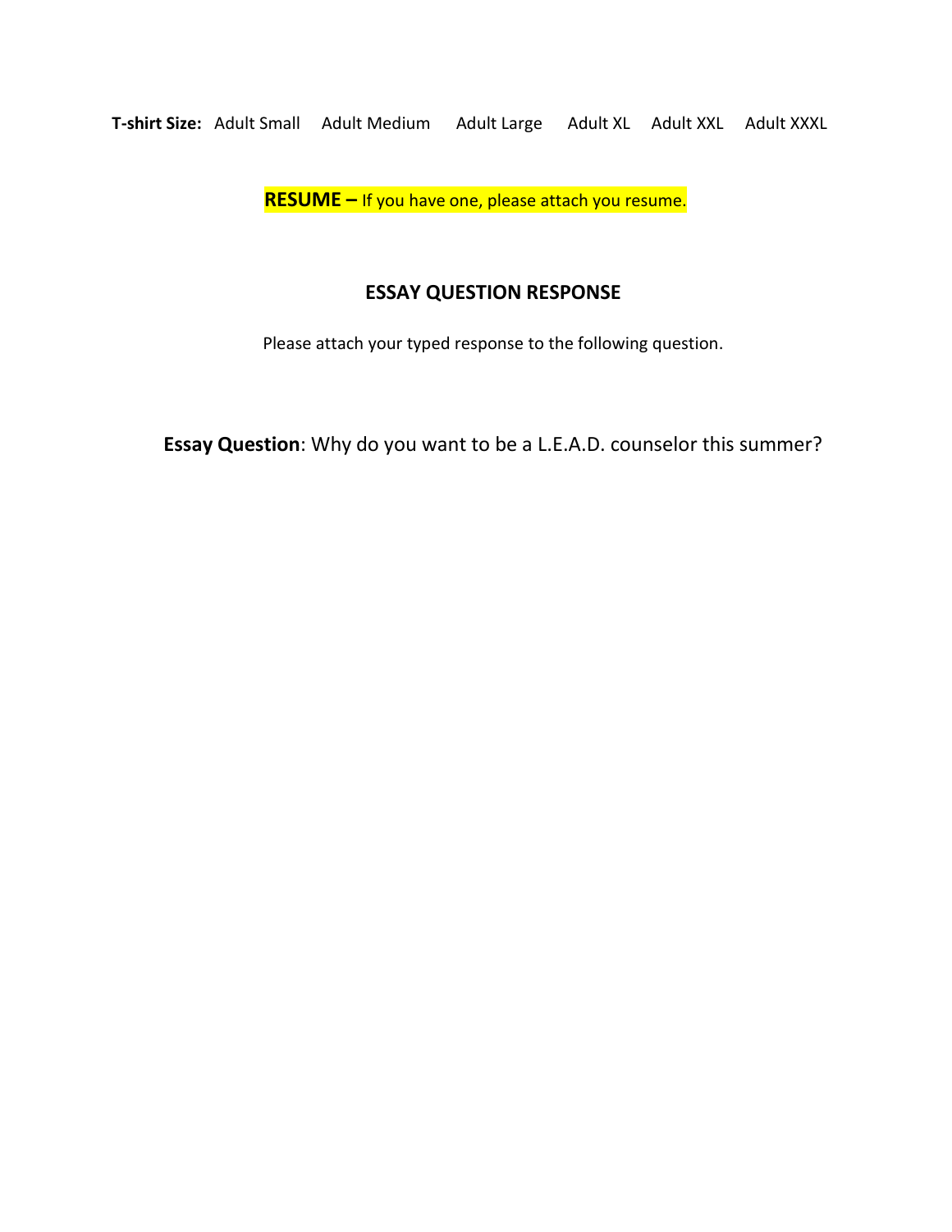**T-shirt Size:** Adult Small Adult Medium Adult Large Adult XL Adult XXL Adult XXXL

**RESUME –** If you have one, please attach you resume.

## ESSAY QUESTION RESPONSE

Please attach your typed response to the following question.

**Essay Question**: Why do you want to be a L.E.A.D. counselor this summer?